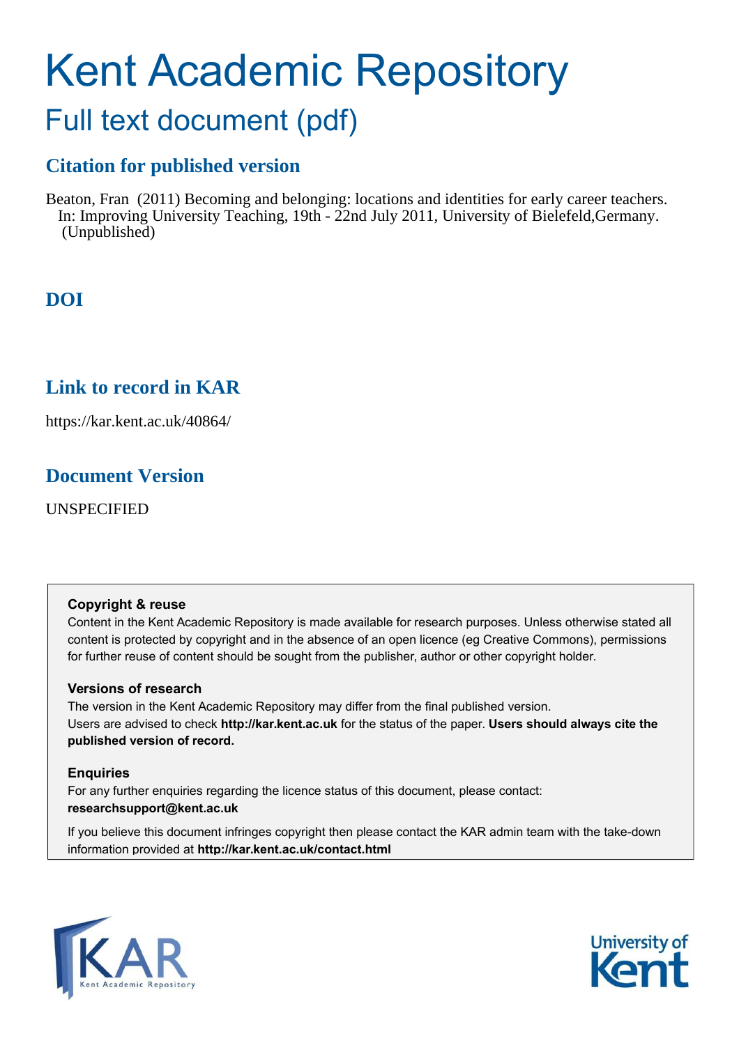# Kent Academic Repository

## Full text document (pdf)

### Citation for published version

Beaton, Fran (2011) Becoming and belonging: locations and identities for early career teachers. In: Improving University Teaching, 19th - 22nd July 2011, University of Bielefeld,Germany. (Unpublished)

### DOI

### Link to record in KAR

https://kar.kent.ac.uk/40864/

### Document Version

UNSPECIFIED

**Copyright & reuse**

Content in the Kent Academic Repository is made available for research purposes. Unless otherwise stated all content is protected by copyright and in the absence of an open licence (eg Creative Commons), permissions for further reuse of content should be sought from the publisher, author or other copyright holder.

**Versions of research**

The version in the Kent Academic Repository may differ from the final published version. Users are advised to check **http://kar.kent.ac.uk** for the status of the paper. **Users should always cite the published version of record.**

**Enquiries**

For any further enquiries regarding the licence status of this document, please contact: **researchsupport@kent.ac.uk**

If you believe this document infringes copyright then please contact the KAR admin team with the take-down information provided at **http://kar.kent.ac.uk/contact.html**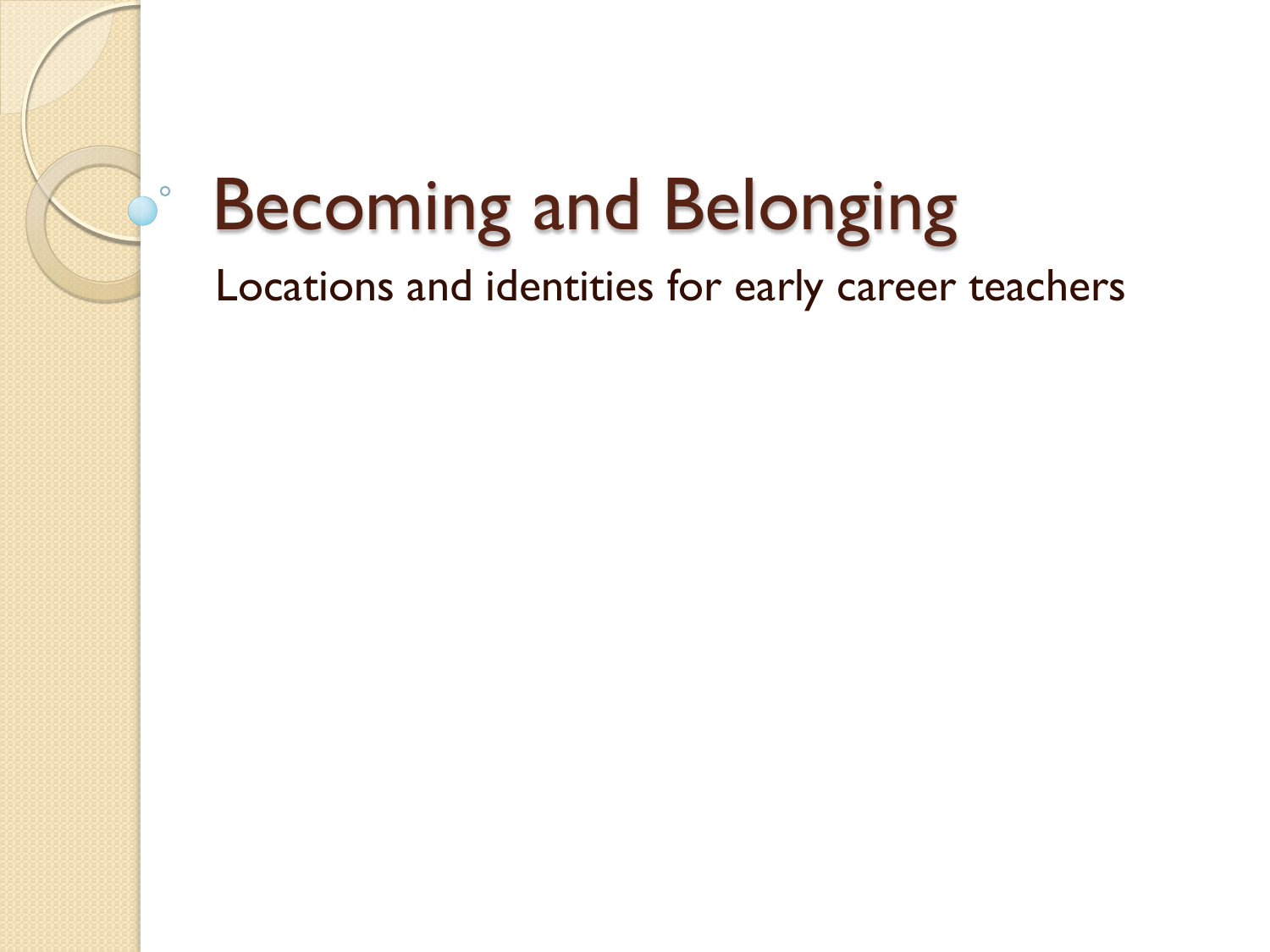# Becoming and Belonging

Locations and identities for early career teachers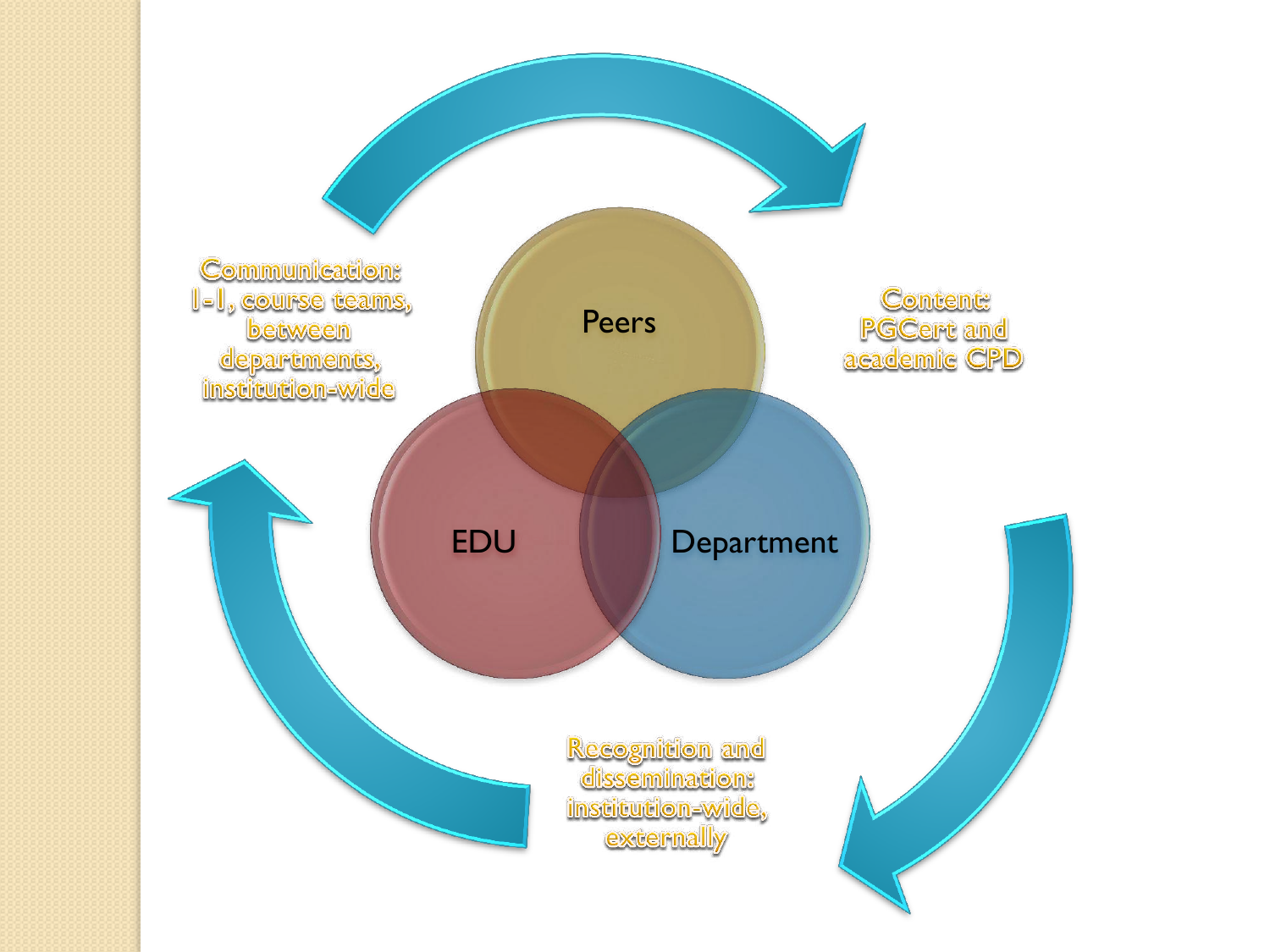Communication:
1-1, course teams, between departments, institution-wide

Peers

EDU

Department

Content:
PGCert and academic CPD

Recognition and dissemination:
institution-wide, externally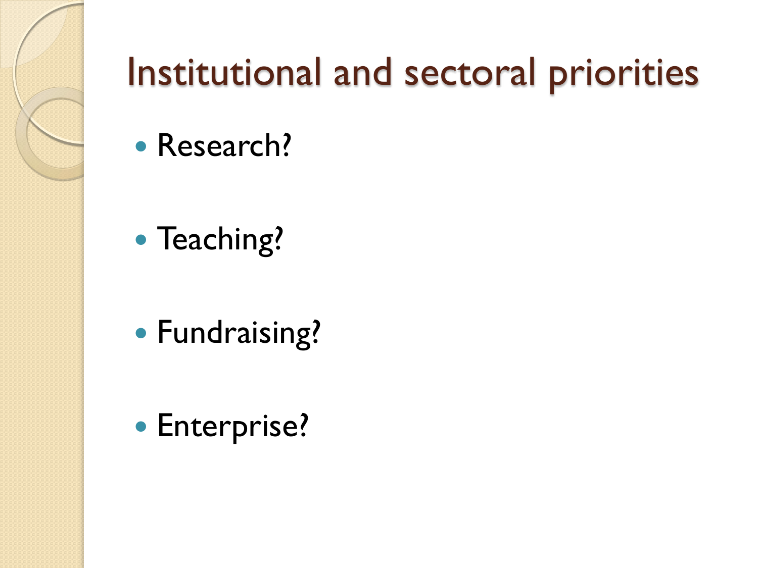# Institutional and sectoral priorities

- Research?
- Teaching?
- Fundraising?
- Enterprise?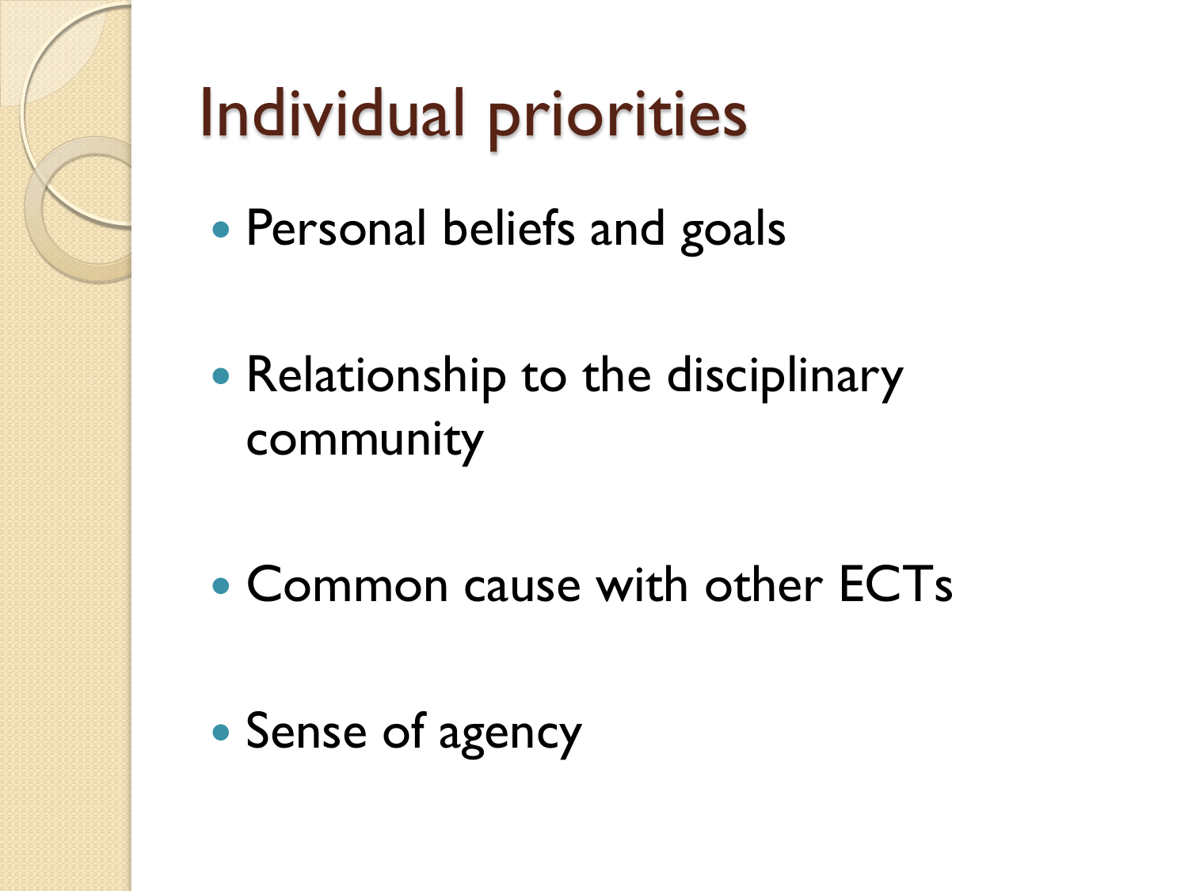# Individual priorities

- Personal beliefs and goals
- Relationship to the disciplinary community
- Common cause with other ECTs
- Sense of agency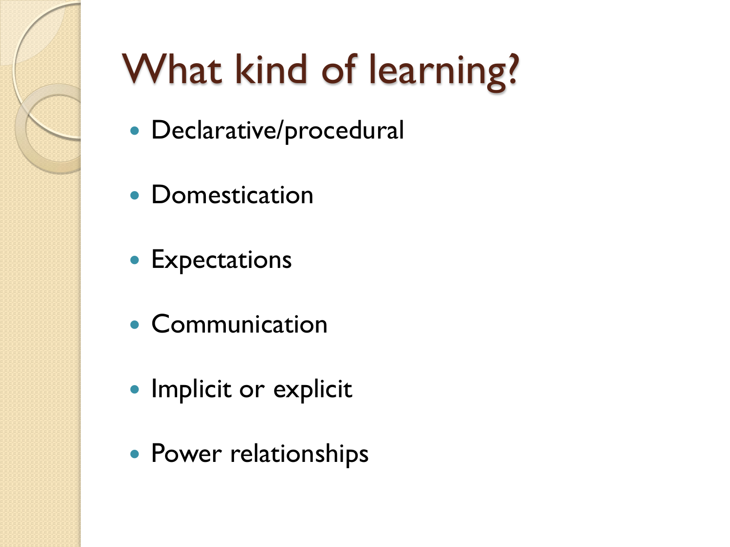# What kind of learning?

- Declarative/procedural
- Domestication
- Expectations
- Communication
- Implicit or explicit
- Power relationships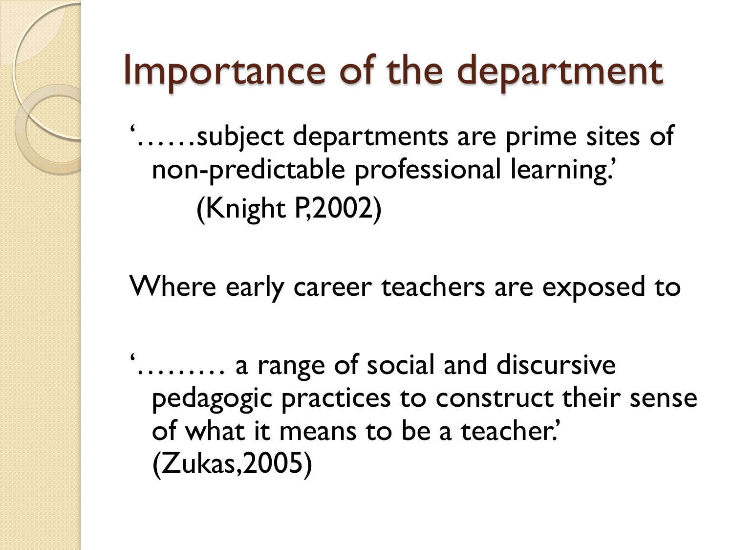# Importance of the department

'……subject departments are prime sites of non-predictable professional learning.'
(Knight P,2002)

Where early career teachers are exposed to

'……… a range of social and discursive pedagogic practices to construct their sense of what it means to be a teacher.' (Zukas,2005)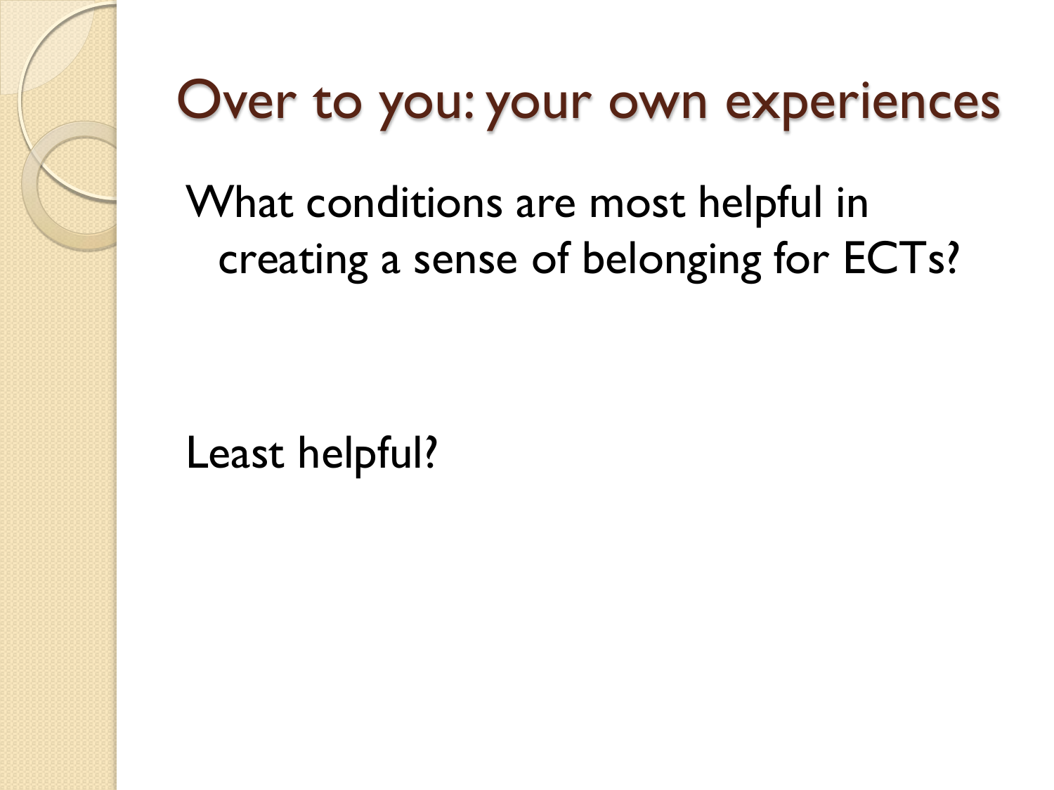# Over to you: your own experiences

What conditions are most helpful in creating a sense of belonging for ECTs?

Least helpful?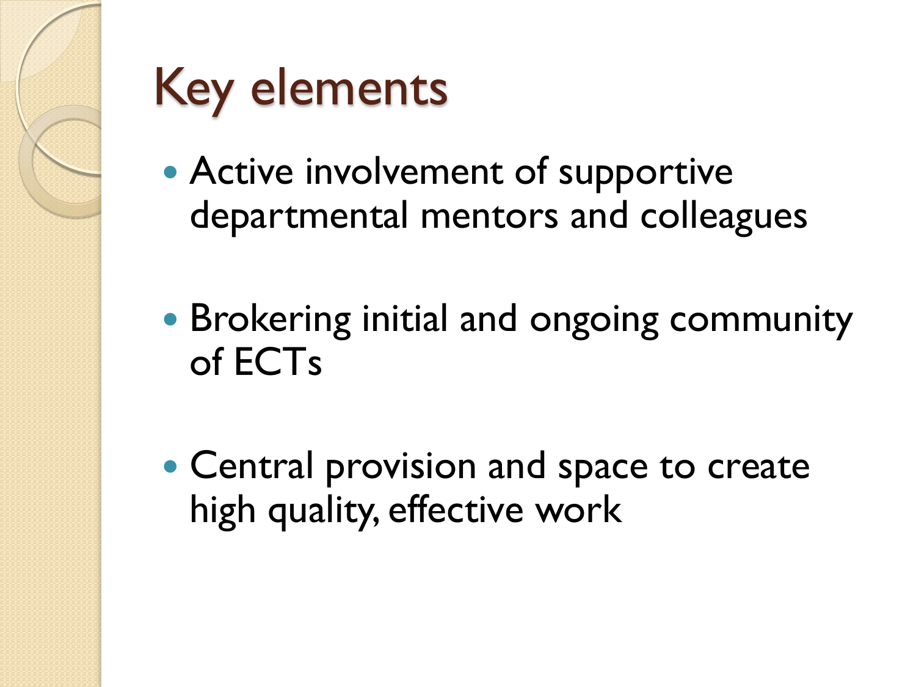# Key elements

- Active involvement of supportive departmental mentors and colleagues
- Brokering initial and ongoing community of ECTs
- Central provision and space to create high quality, effective work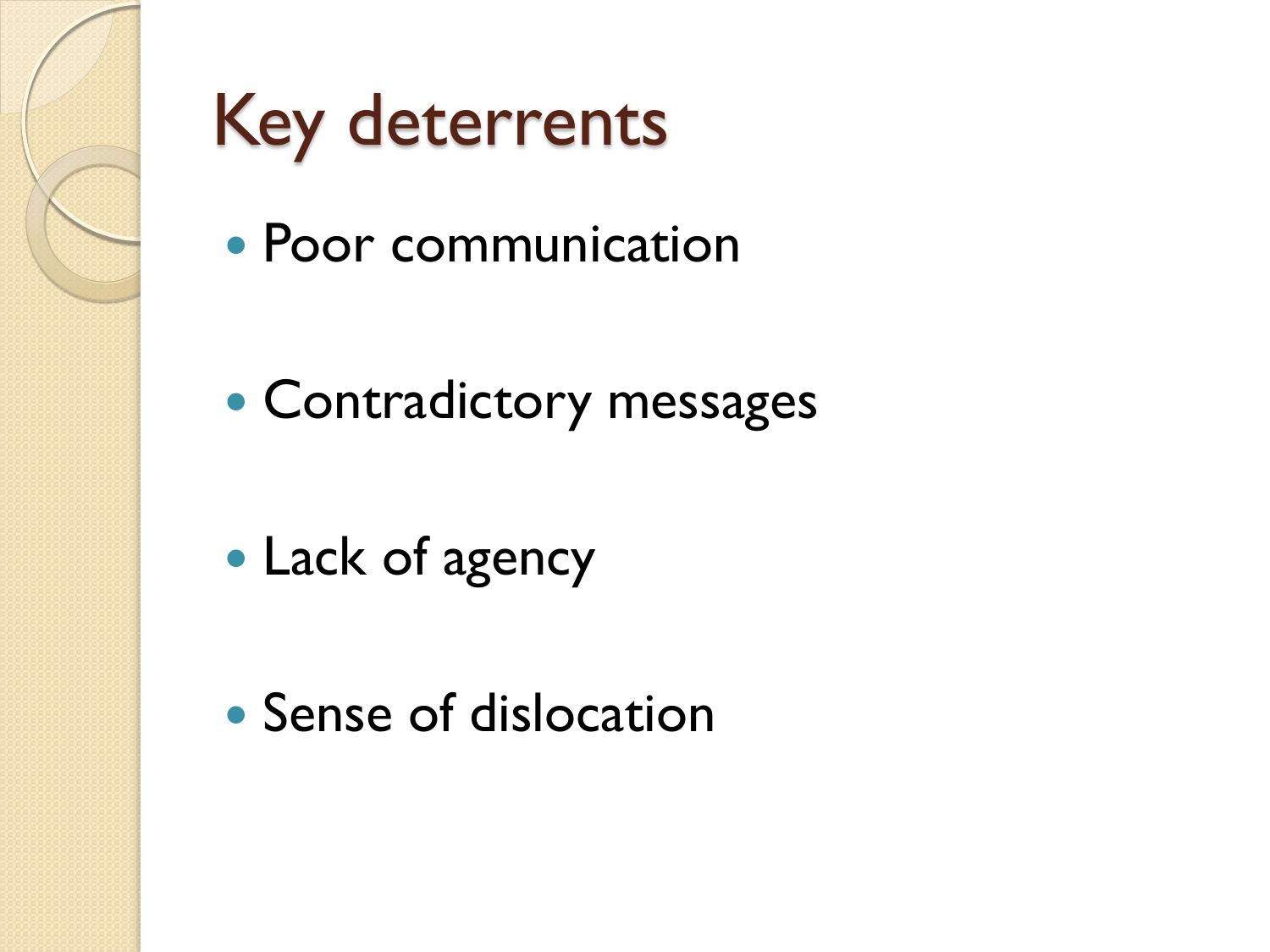# Key deterrents

- Poor communication
- Contradictory messages
- Lack of agency
- Sense of dislocation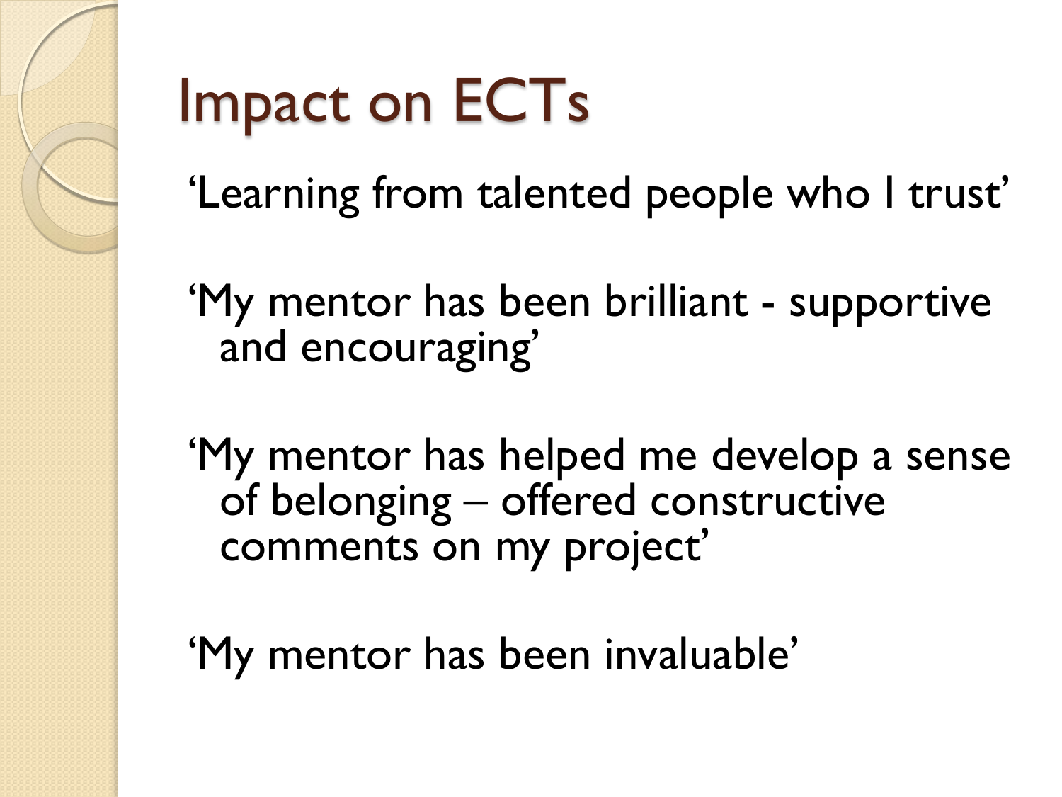# Impact on ECTs

‘Learning from talented people who I trust’

‘My mentor has been brilliant - supportive and encouraging’

‘My mentor has helped me develop a sense of belonging – offered constructive comments on my project’

‘My mentor has been invaluable’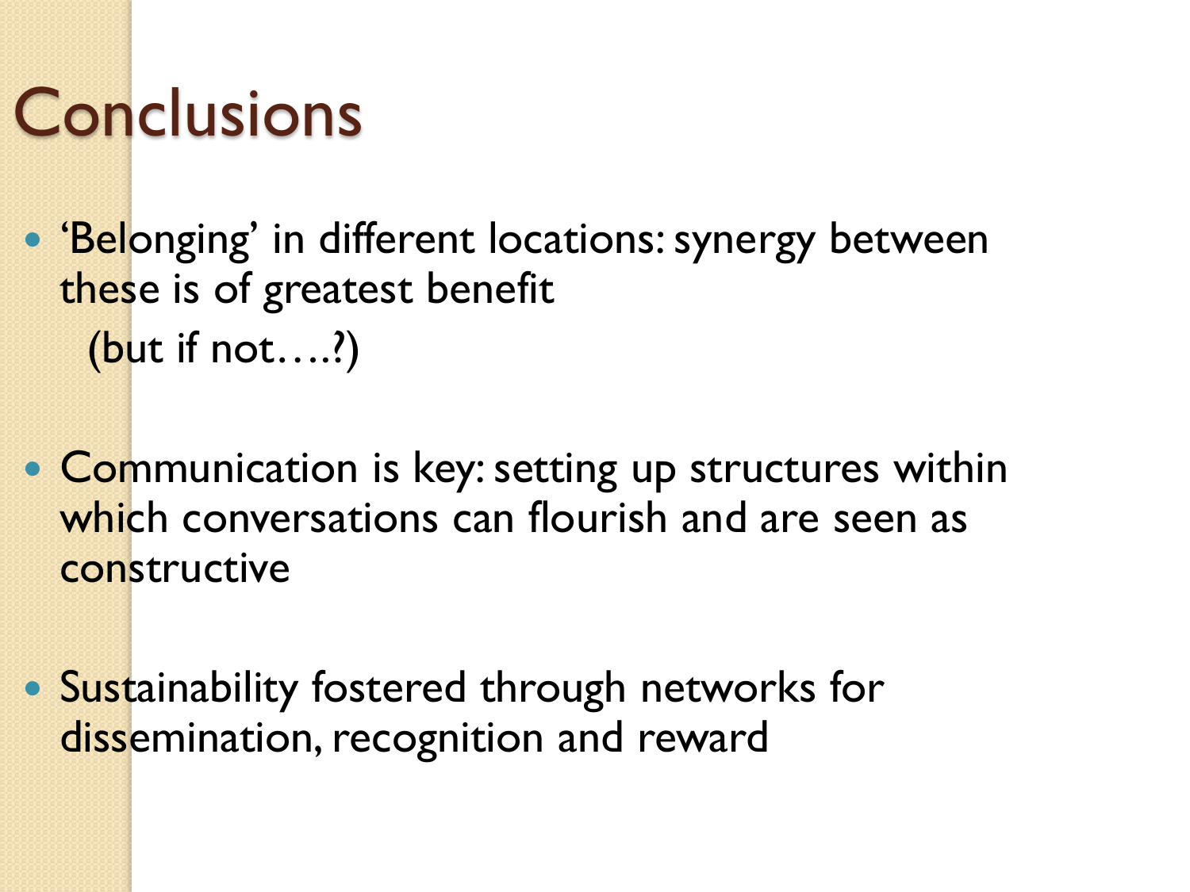# Conclusions

- ‘Belonging’ in different locations: synergy between these is of greatest benefit
  (but if not….?)

- Communication is key: setting up structures within which conversations can flourish and are seen as constructive

- Sustainability fostered through networks for dissemination, recognition and reward